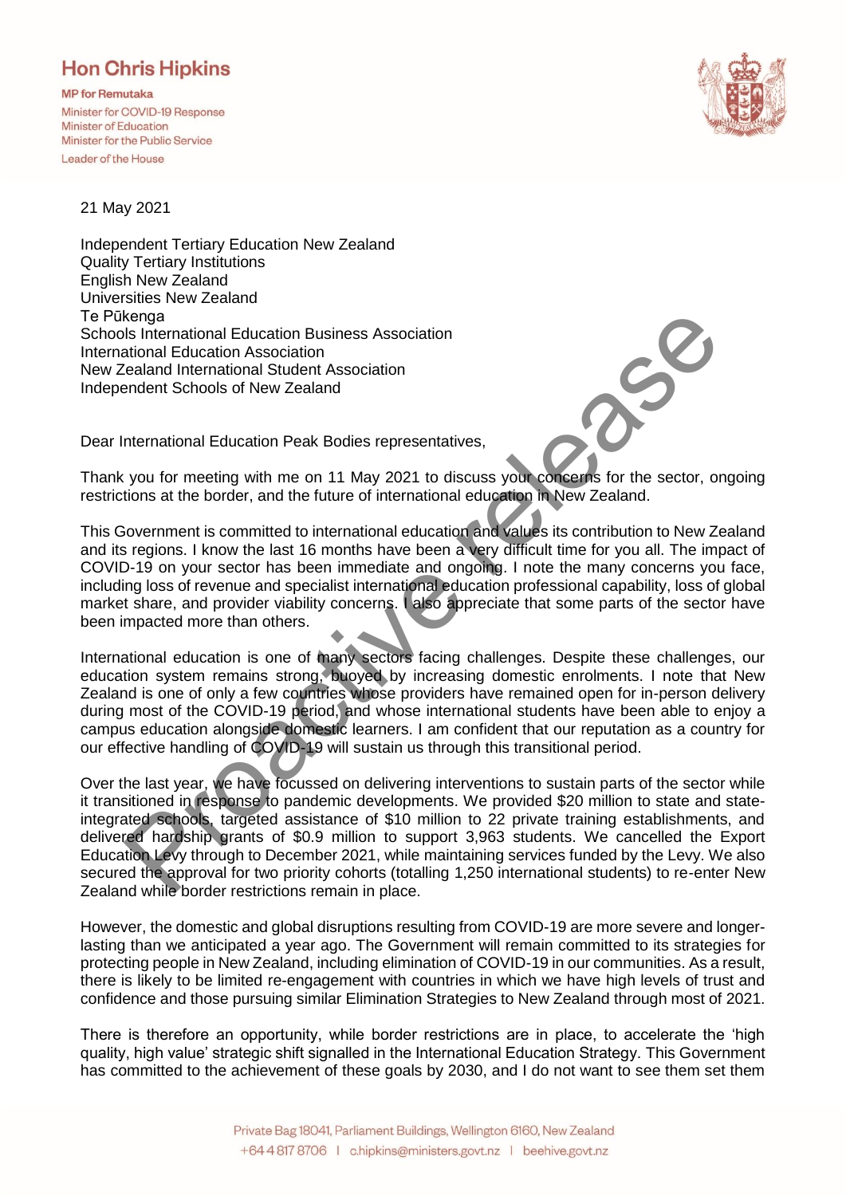# Hon Chris Hipkins

**MP for Remutaka**
Minister for COVID-19 Response
Minister of Education
Minister for the Public Service
Leader of the House

21 May 2021

Independent Tertiary Education New Zealand
Quality Tertiary Institutions
English New Zealand
Universities New Zealand
Te Pūkenga
Schools International Education Business Association
International Education Association
New Zealand International Student Association
Independent Schools of New Zealand

Dear International Education Peak Bodies representatives,

Thank you for meeting with me on 11 May 2021 to discuss your concerns for the sector, ongoing restrictions at the border, and the future of international education in New Zealand.

This Government is committed to international education and values its contribution to New Zealand and its regions. I know the last 16 months have been a very difficult time for you all. The impact of COVID-19 on your sector has been immediate and ongoing. I note the many concerns you face, including loss of revenue and specialist international education professional capability, loss of global market share, and provider viability concerns. I also appreciate that some parts of the sector have been impacted more than others.

International education is one of many sectors facing challenges. Despite these challenges, our education system remains strong, buoyed by increasing domestic enrolments. I note that New Zealand is one of only a few countries whose providers have remained open for in-person delivery during most of the COVID-19 period, and whose international students have been able to enjoy a campus education alongside domestic learners. I am confident that our reputation as a country for our effective handling of COVID-19 will sustain us through this transitional period.

Over the last year, we have focussed on delivering interventions to sustain parts of the sector while it transitioned in response to pandemic developments. We provided $20 million to state and state-integrated schools, targeted assistance of $10 million to 22 private training establishments, and delivered hardship grants of $0.9 million to support 3,963 students. We cancelled the Export Education Levy through to December 2021, while maintaining services funded by the Levy. We also secured the approval for two priority cohorts (totalling 1,250 international students) to re-enter New Zealand while border restrictions remain in place.

However, the domestic and global disruptions resulting from COVID-19 are more severe and longer-lasting than we anticipated a year ago. The Government will remain committed to its strategies for protecting people in New Zealand, including elimination of COVID-19 in our communities. As a result, there is likely to be limited re-engagement with countries in which we have high levels of trust and confidence and those pursuing similar Elimination Strategies to New Zealand through most of 2021.

There is therefore an opportunity, while border restrictions are in place, to accelerate the 'high quality, high value' strategic shift signalled in the International Education Strategy. This Government has committed to the achievement of these goals by 2030, and I do not want to see them set them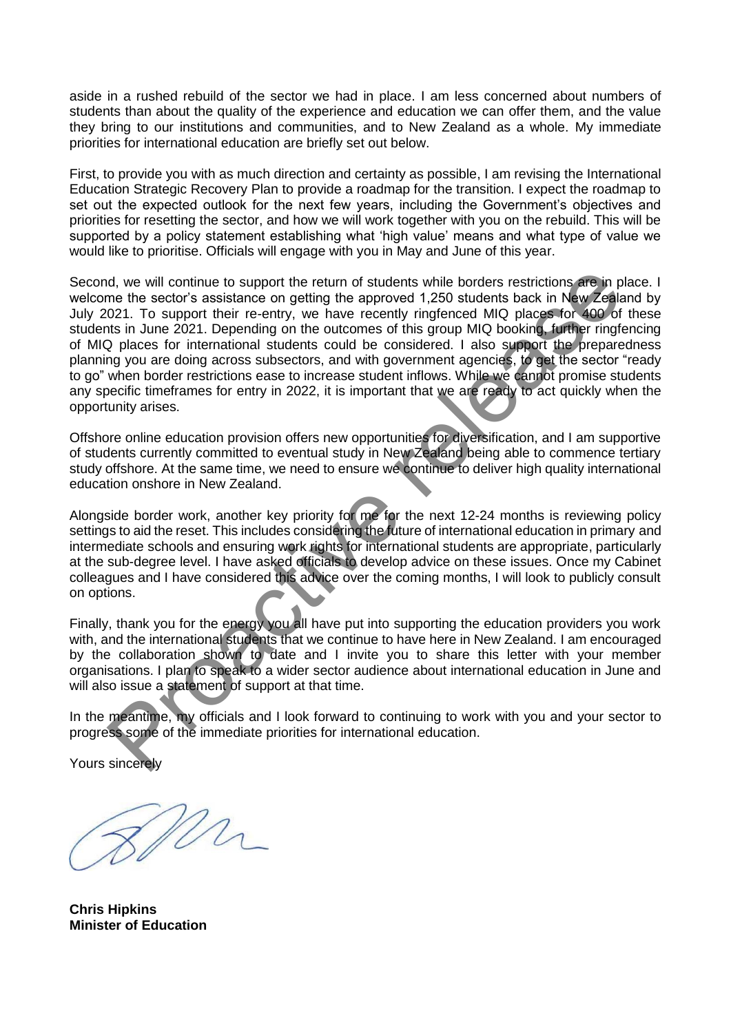aside in a rushed rebuild of the sector we had in place. I am less concerned about numbers of students than about the quality of the experience and education we can offer them, and the value they bring to our institutions and communities, and to New Zealand as a whole. My immediate priorities for international education are briefly set out below.

First, to provide you with as much direction and certainty as possible, I am revising the International Education Strategic Recovery Plan to provide a roadmap for the transition. I expect the roadmap to set out the expected outlook for the next few years, including the Government's objectives and priorities for resetting the sector, and how we will work together with you on the rebuild. This will be supported by a policy statement establishing what 'high value' means and what type of value we would like to prioritise. Officials will engage with you in May and June of this year.

Second, we will continue to support the return of students while borders restrictions are in place. I welcome the sector's assistance on getting the approved 1,250 students back in New Zealand by July 2021. To support their re-entry, we have recently ringfenced MIQ places for 400 of these students in June 2021. Depending on the outcomes of this group MIQ booking, further ringfencing of MIQ places for international students could be considered. I also support the preparedness planning you are doing across subsectors, and with government agencies, to get the sector "ready to go" when border restrictions ease to increase student inflows. While we cannot promise students any specific timeframes for entry in 2022, it is important that we are ready to act quickly when the opportunity arises.

Offshore online education provision offers new opportunities for diversification, and I am supportive of students currently committed to eventual study in New Zealand being able to commence tertiary study offshore. At the same time, we need to ensure we continue to deliver high quality international education onshore in New Zealand.

Alongside border work, another key priority for me for the next 12-24 months is reviewing policy settings to aid the reset. This includes considering the future of international education in primary and intermediate schools and ensuring work rights for international students are appropriate, particularly at the sub-degree level. I have asked officials to develop advice on these issues. Once my Cabinet colleagues and I have considered this advice over the coming months, I will look to publicly consult on options.

Finally, thank you for the energy you all have put into supporting the education providers you work with, and the international students that we continue to have here in New Zealand. I am encouraged by the collaboration shown to date and I invite you to share this letter with your member organisations. I plan to speak to a wider sector audience about international education in June and will also issue a statement of support at that time.

In the meantime, my officials and I look forward to continuing to work with you and your sector to progress some of the immediate priorities for international education.

Yours sincerely

**Chris Hipkins**
**Minister of Education**